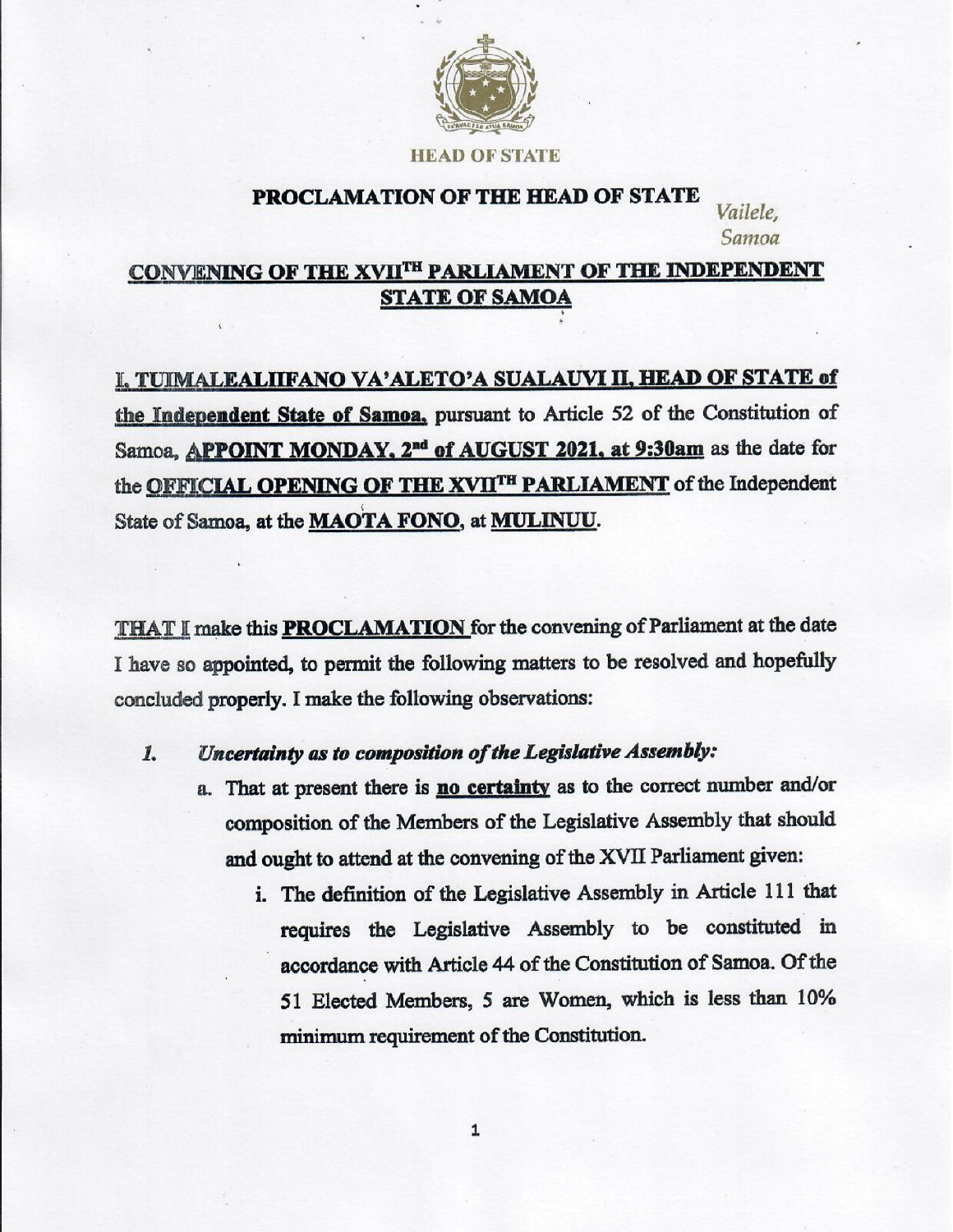HEAD OF STATE

# PROCLAMATION OF THE HEAD OF STATE

*Vailele, Samoa*

## CONVENING OF THE XVII$^{TH}$ PARLIAMENT OF THE INDEPENDENT STATE OF SAMOA

**I, TUIMALEALIIFANO VA'ALETO'A SUALAUVI II, HEAD OF STATE of the Independent State of Samoa,** pursuant to Article 52 of the Constitution of Samoa, **APPOINT MONDAY, 2$^{nd}$ of AUGUST 2021, at 9:30am** as the date for the **OFFICIAL OPENING OF THE XVII$^{TH}$ PARLIAMENT** of the Independent State of Samoa, at the **MAOTA FONO**, at **MULINUU**.

**THAT I** make this **PROCLAMATION** for the convening of Parliament at the date I have so appointed, to permit the following matters to be resolved and hopefully concluded properly. I make the following observations:

1. ***Uncertainty as to composition of the Legislative Assembly:***
   a. That at present there is **no certainty** as to the correct number and/or composition of the Members of the Legislative Assembly that should and ought to attend at the convening of the XVII Parliament given:
      i. The definition of the Legislative Assembly in Article 111 that requires the Legislative Assembly to be constituted in accordance with Article 44 of the Constitution of Samoa. Of the 51 Elected Members, 5 are Women, which is less than 10% minimum requirement of the Constitution.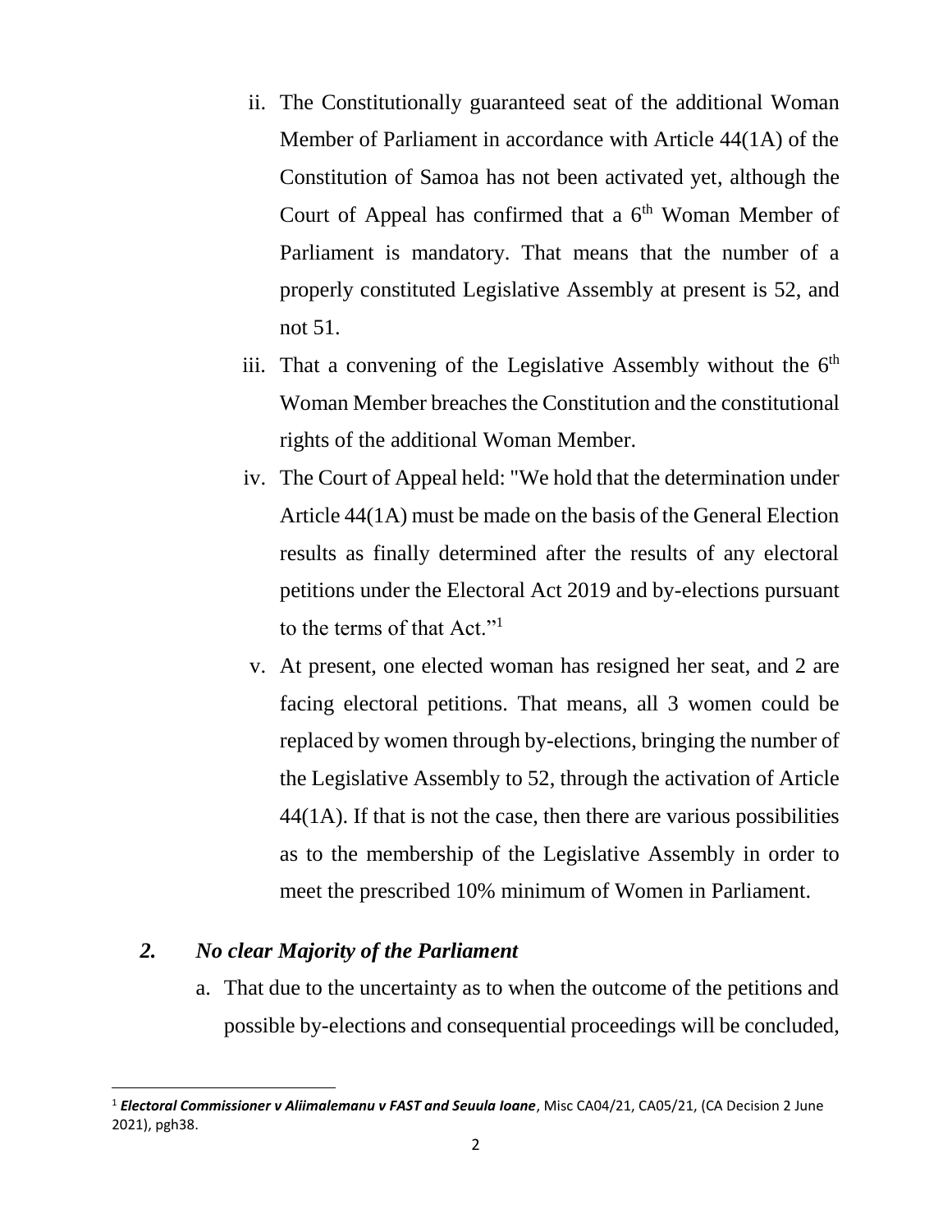ii. The Constitutionally guaranteed seat of the additional Woman Member of Parliament in accordance with Article 44(1A) of the Constitution of Samoa has not been activated yet, although the Court of Appeal has confirmed that a 6th Woman Member of Parliament is mandatory. That means that the number of a properly constituted Legislative Assembly at present is 52, and not 51.

iii. That a convening of the Legislative Assembly without the 6th Woman Member breaches the Constitution and the constitutional rights of the additional Woman Member.

iv. The Court of Appeal held: "We hold that the determination under Article 44(1A) must be made on the basis of the General Election results as finally determined after the results of any electoral petitions under the Electoral Act 2019 and by-elections pursuant to the terms of that Act."[1]

v. At present, one elected woman has resigned her seat, and 2 are facing electoral petitions. That means, all 3 women could be replaced by women through by-elections, bringing the number of the Legislative Assembly to 52, through the activation of Article 44(1A). If that is not the case, then there are various possibilities as to the membership of the Legislative Assembly in order to meet the prescribed 10% minimum of Women in Parliament.

### *2. No clear Majority of the Parliament*

a. That due to the uncertainty as to when the outcome of the petitions and possible by-elections and consequential proceedings will be concluded,

---

[1] ***Electoral Commissioner v Aliimalemanu v FAST and Seuula Ioane***, Misc CA04/21, CA05/21, (CA Decision 2 June 2021), pgh38.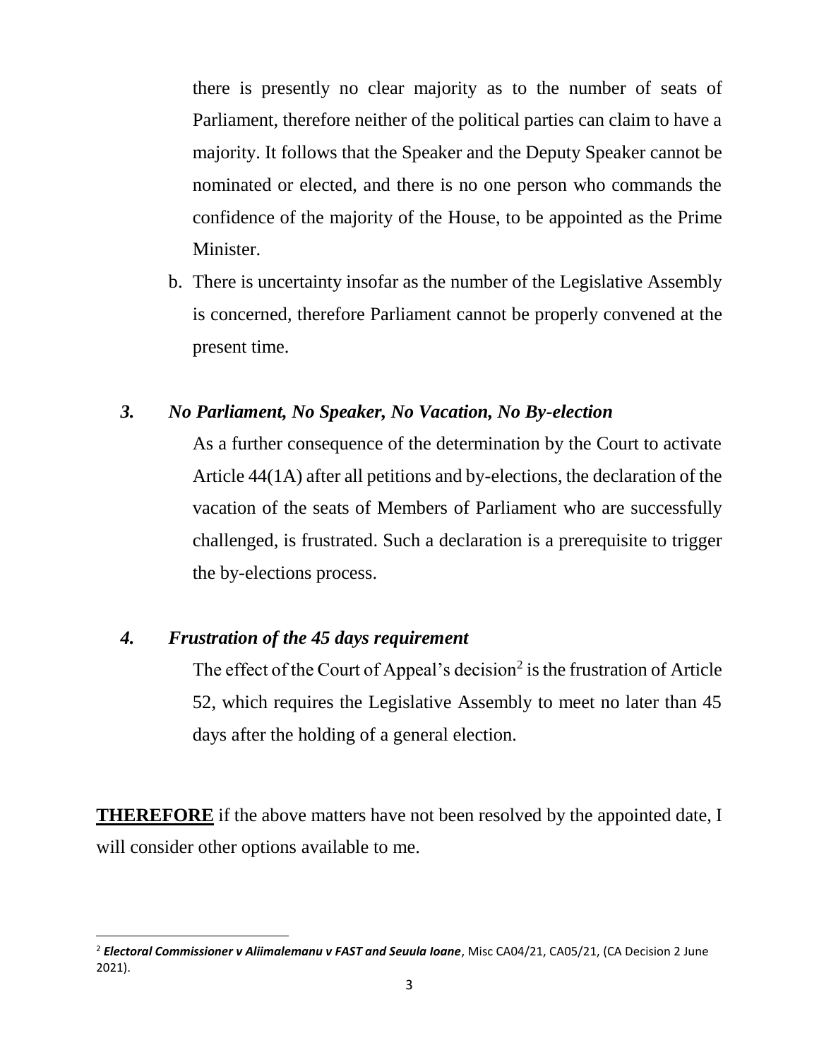there is presently no clear majority as to the number of seats of Parliament, therefore neither of the political parties can claim to have a majority. It follows that the Speaker and the Deputy Speaker cannot be nominated or elected, and there is no one person who commands the confidence of the majority of the House, to be appointed as the Prime Minister.

b. There is uncertainty insofar as the number of the Legislative Assembly is concerned, therefore Parliament cannot be properly convened at the present time.

### *3. No Parliament, No Speaker, No Vacation, No By-election*

As a further consequence of the determination by the Court to activate Article 44(1A) after all petitions and by-elections, the declaration of the vacation of the seats of Members of Parliament who are successfully challenged, is frustrated. Such a declaration is a prerequisite to trigger the by-elections process.

### *4. Frustration of the 45 days requirement*

The effect of the Court of Appeal's decision[2] is the frustration of Article 52, which requires the Legislative Assembly to meet no later than 45 days after the holding of a general election.

**THEREFORE** if the above matters have not been resolved by the appointed date, I will consider other options available to me.

---

[2] ***Electoral Commissioner v Aliimalemanu v FAST and Seuula Ioane***, Misc CA04/21, CA05/21, (CA Decision 2 June 2021).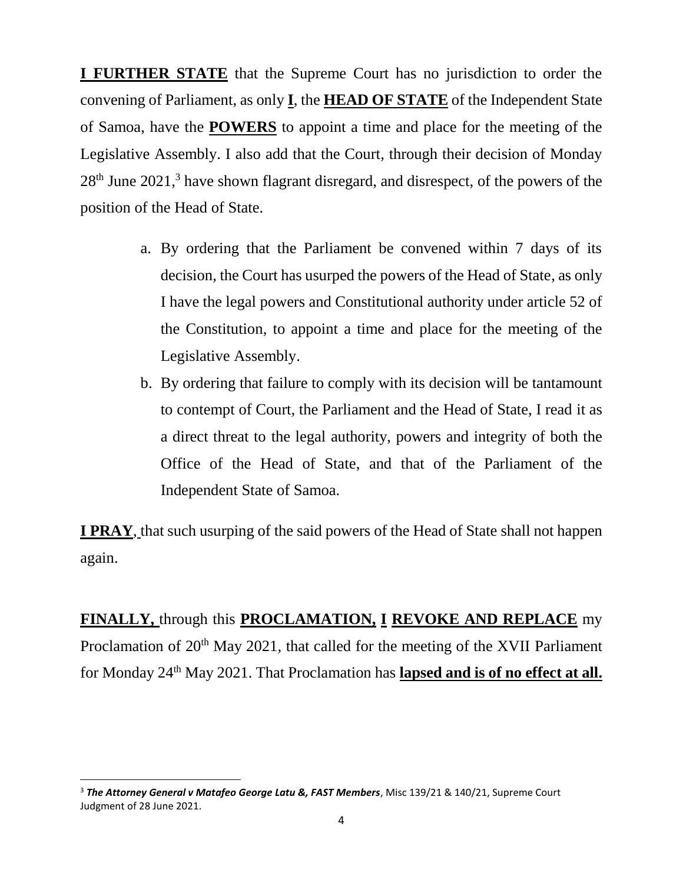**<u>I FURTHER STATE</u>** that the Supreme Court has no jurisdiction to order the convening of Parliament, as only **<u>I</u>**, the **<u>HEAD OF STATE</u>** of the Independent State of Samoa, have the **<u>POWERS</u>** to appoint a time and place for the meeting of the Legislative Assembly. I also add that the Court, through their decision of Monday 28th June 2021,[3] have shown flagrant disregard, and disrespect, of the powers of the position of the Head of State.

a. By ordering that the Parliament be convened within 7 days of its decision, the Court has usurped the powers of the Head of State, as only I have the legal powers and Constitutional authority under article 52 of the Constitution, to appoint a time and place for the meeting of the Legislative Assembly.

b. By ordering that failure to comply with its decision will be tantamount to contempt of Court, the Parliament and the Head of State, I read it as a direct threat to the legal authority, powers and integrity of both the Office of the Head of State, and that of the Parliament of the Independent State of Samoa.

**<u>I PRAY</u>**, that such usurping of the said powers of the Head of State shall not happen again.

**<u>FINALLY,</u>** through this **<u>PROCLAMATION,</u> <u>I</u> <u>REVOKE AND REPLACE</u>** my Proclamation of 20th May 2021, that called for the meeting of the XVII Parliament for Monday 24th May 2021. That Proclamation has **<u>lapsed and is of no effect at all.</u>**

---

[3] ***The Attorney General v Matafeo George Latu &, FAST Members***, Misc 139/21 & 140/21, Supreme Court Judgment of 28 June 2021.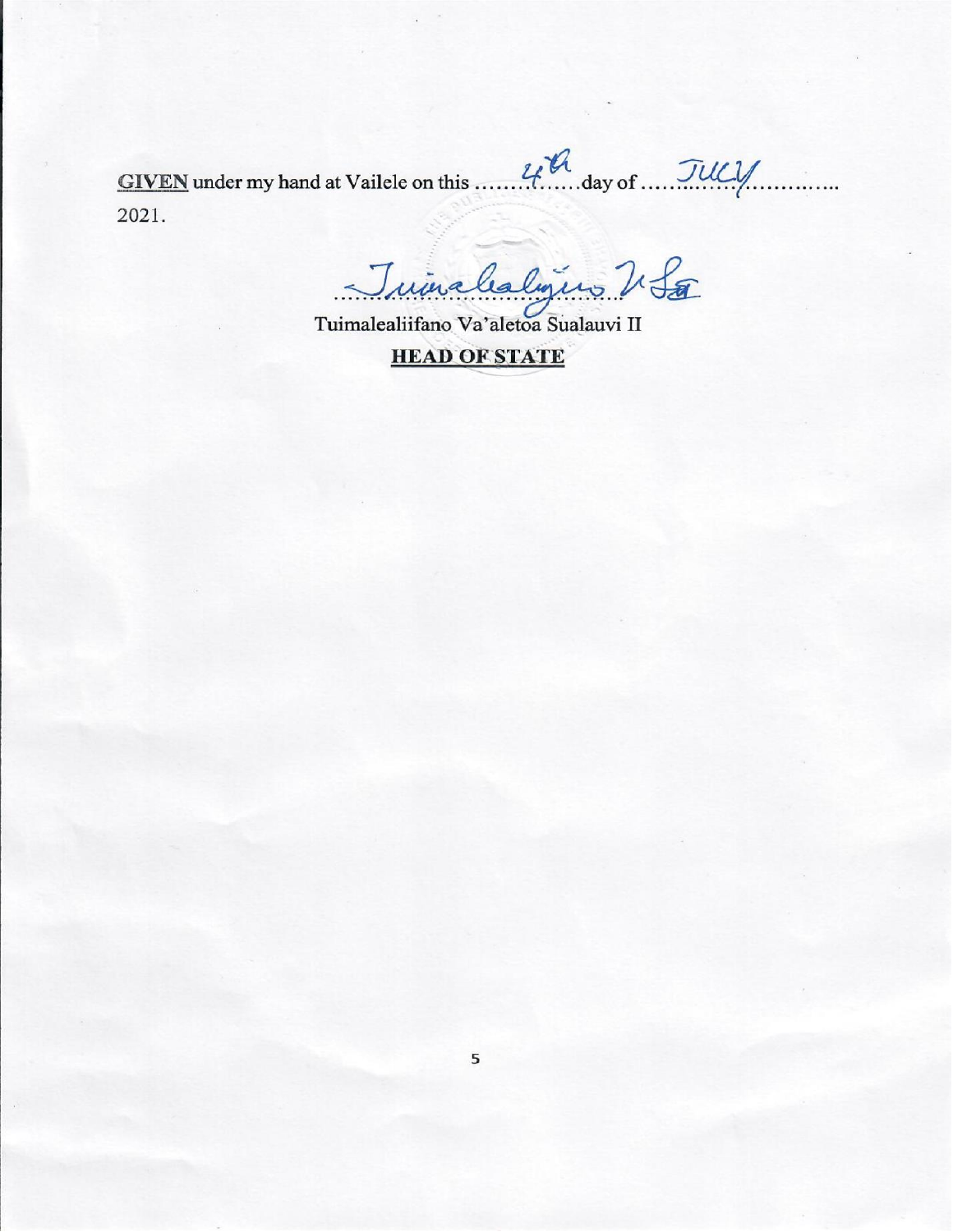**GIVEN** under my hand at Vailele on this ......4th......day of ......JULY............ 2021.

Tuimalealiifano V Sa

Tuimalealiifano Va'aletoa Sualauvi II

**HEAD OF STATE**